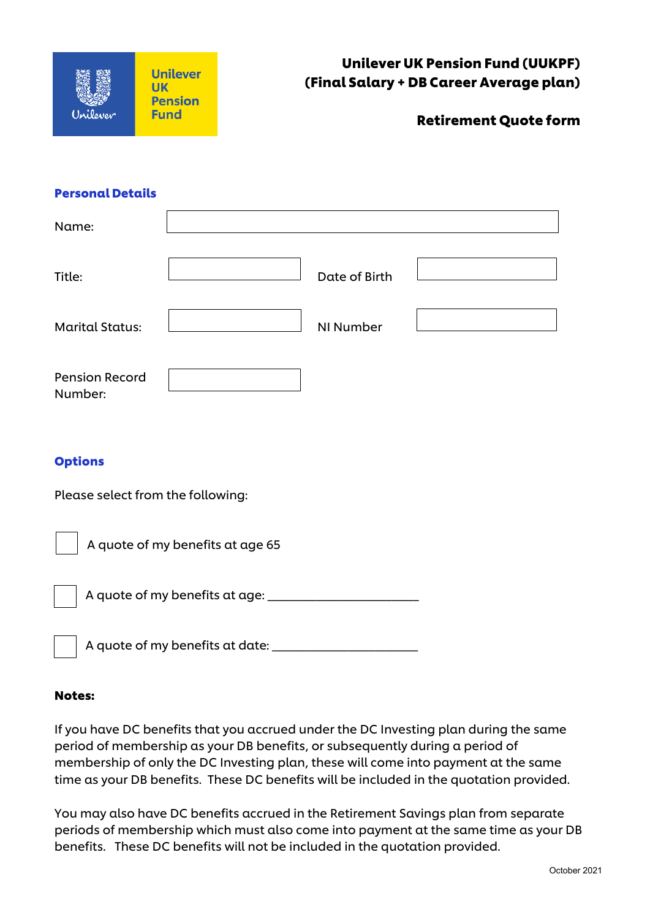Unilever UK Pension Fund

# Unilever UK Pension Fund (UUKPF) (Final Salary + DB Career Average plan)

## Retirement Quote form

### Personal Details

Name: ____________________

Title: ____________________ Date of Birth ____________________

Marital Status: ____________________ NI Number ____________________

Pension Record Number: ____________________

### Options

Please select from the following:

☐ A quote of my benefits at age 65

☐ A quote of my benefits at age: ______________________

☐ A quote of my benefits at date: ______________________

**Notes:**

If you have DC benefits that you accrued under the DC Investing plan during the same period of membership as your DB benefits, or subsequently during a period of membership of only the DC Investing plan, these will come into payment at the same time as your DB benefits. These DC benefits will be included in the quotation provided.

You may also have DC benefits accrued in the Retirement Savings plan from separate periods of membership which must also come into payment at the same time as your DB benefits. These DC benefits will not be included in the quotation provided.

October 2021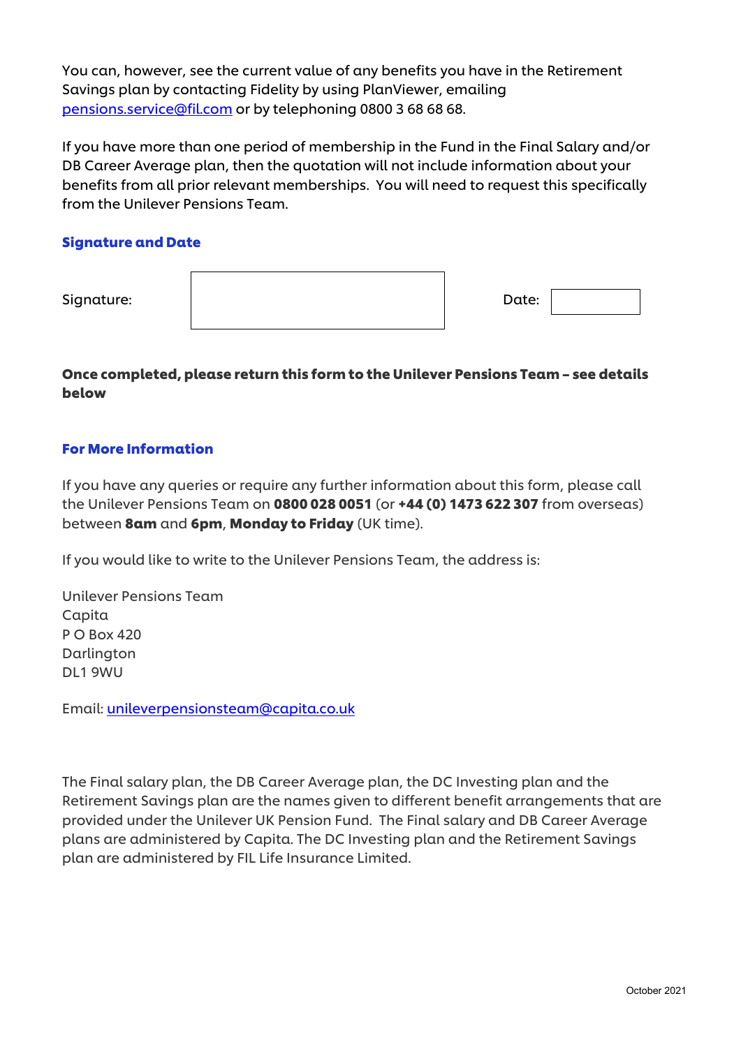You can, however, see the current value of any benefits you have in the Retirement Savings plan by contacting Fidelity by using PlanViewer, emailing pensions.service@fil.com or by telephoning 0800 3 68 68 68.

If you have more than one period of membership in the Fund in the Final Salary and/or DB Career Average plan, then the quotation will not include information about your benefits from all prior relevant memberships. You will need to request this specifically from the Unilever Pensions Team.

## Signature and Date

| | | | |
|---|---|---|---|
| Signature: | | Date: | |

**Once completed, please return this form to the Unilever Pensions Team – see details below**

## For More Information

If you have any queries or require any further information about this form, please call the Unilever Pensions Team on **0800 028 0051** (or **+44 (0) 1473 622 307** from overseas) between **8am** and **6pm**, **Monday to Friday** (UK time).

If you would like to write to the Unilever Pensions Team, the address is:

Unilever Pensions Team
Capita
P O Box 420
Darlington
DL1 9WU

Email: unileverpensionsteam@capita.co.uk

The Final salary plan, the DB Career Average plan, the DC Investing plan and the Retirement Savings plan are the names given to different benefit arrangements that are provided under the Unilever UK Pension Fund. The Final salary and DB Career Average plans are administered by Capita. The DC Investing plan and the Retirement Savings plan are administered by FIL Life Insurance Limited.

October 2021